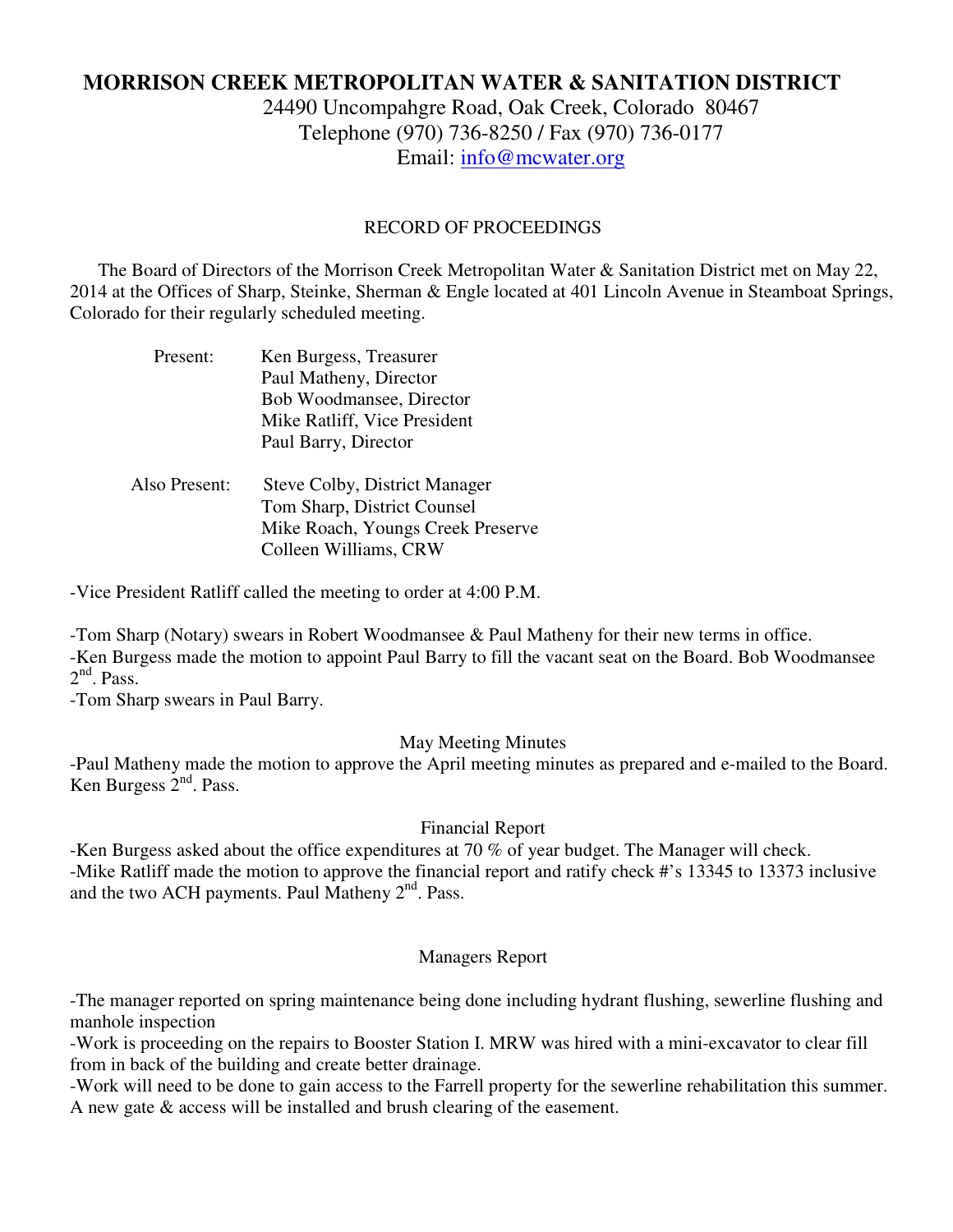# MORRISON CREEK METROPOLITAN WATER & SANITATION DISTRICT

24490 Uncompahgre Road, Oak Creek, Colorado 80467
Telephone (970) 736-8250 / Fax (970) 736-0177
Email: info@mcwater.org

## RECORD OF PROCEEDINGS

The Board of Directors of the Morrison Creek Metropolitan Water & Sanitation District met on May 22, 2014 at the Offices of Sharp, Steinke, Sherman & Engle located at 401 Lincoln Avenue in Steamboat Springs, Colorado for their regularly scheduled meeting.

Present:
- Ken Burgess, Treasurer
- Paul Matheny, Director
- Bob Woodmansee, Director
- Mike Ratliff, Vice President
- Paul Barry, Director

Also Present:
- Steve Colby, District Manager
- Tom Sharp, District Counsel
- Mike Roach, Youngs Creek Preserve
- Colleen Williams, CRW

-Vice President Ratliff called the meeting to order at 4:00 P.M.

-Tom Sharp (Notary) swears in Robert Woodmansee & Paul Matheny for their new terms in office.
-Ken Burgess made the motion to appoint Paul Barry to fill the vacant seat on the Board. Bob Woodmansee 2nd. Pass.
-Tom Sharp swears in Paul Barry.

### May Meeting Minutes

-Paul Matheny made the motion to approve the April meeting minutes as prepared and e-mailed to the Board. Ken Burgess 2nd. Pass.

### Financial Report

-Ken Burgess asked about the office expenditures at 70 % of year budget. The Manager will check.
-Mike Ratliff made the motion to approve the financial report and ratify check #'s 13345 to 13373 inclusive and the two ACH payments. Paul Matheny 2nd. Pass.

### Managers Report

-The manager reported on spring maintenance being done including hydrant flushing, sewerline flushing and manhole inspection
-Work is proceeding on the repairs to Booster Station I. MRW was hired with a mini-excavator to clear fill from in back of the building and create better drainage.
-Work will need to be done to gain access to the Farrell property for the sewerline rehabilitation this summer. A new gate & access will be installed and brush clearing of the easement.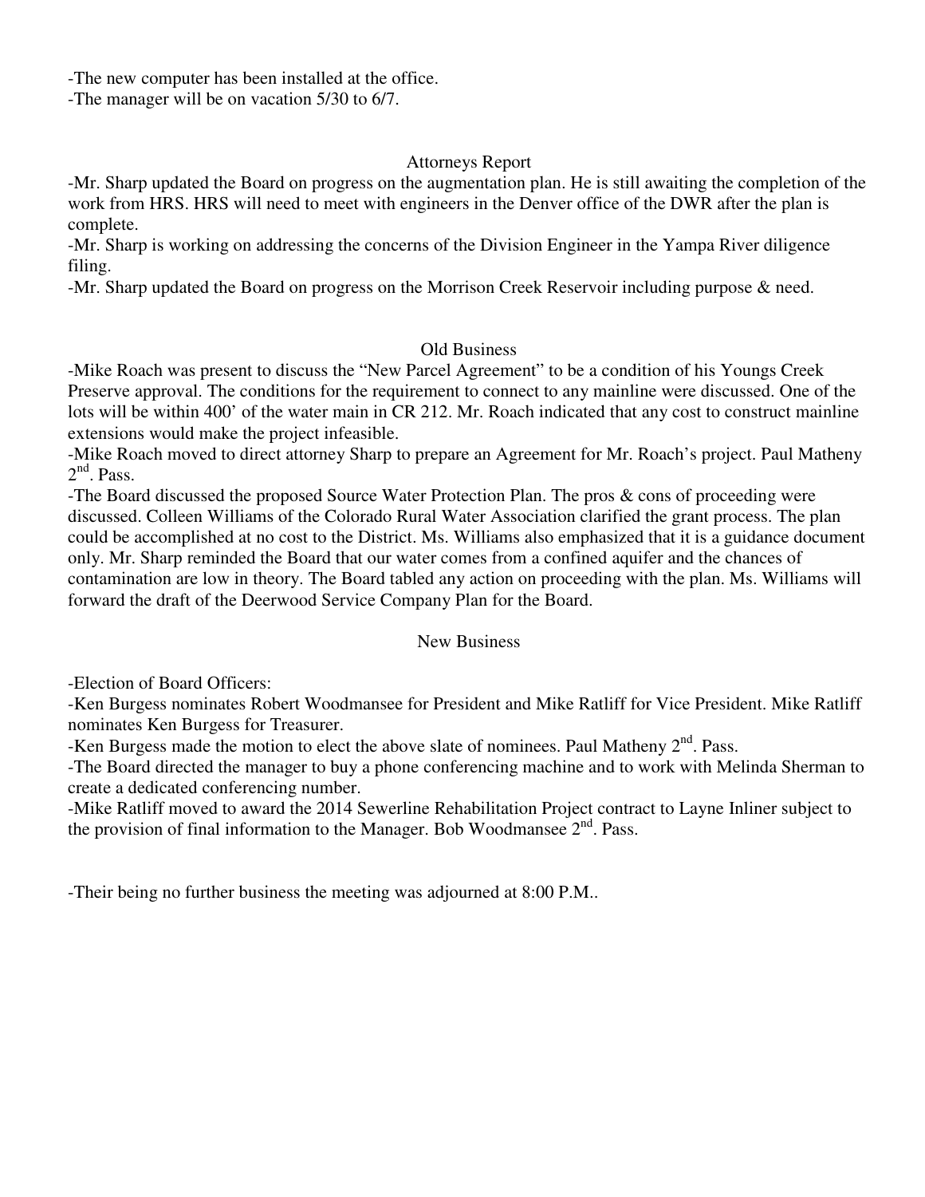-The new computer has been installed at the office.
-The manager will be on vacation 5/30 to 6/7.

## Attorneys Report

-Mr. Sharp updated the Board on progress on the augmentation plan. He is still awaiting the completion of the work from HRS. HRS will need to meet with engineers in the Denver office of the DWR after the plan is complete.
-Mr. Sharp is working on addressing the concerns of the Division Engineer in the Yampa River diligence filing.
-Mr. Sharp updated the Board on progress on the Morrison Creek Reservoir including purpose & need.

## Old Business

-Mike Roach was present to discuss the "New Parcel Agreement" to be a condition of his Youngs Creek Preserve approval. The conditions for the requirement to connect to any mainline were discussed. One of the lots will be within 400' of the water main in CR 212. Mr. Roach indicated that any cost to construct mainline extensions would make the project infeasible.
-Mike Roach moved to direct attorney Sharp to prepare an Agreement for Mr. Roach's project. Paul Matheny 2nd. Pass.
-The Board discussed the proposed Source Water Protection Plan. The pros & cons of proceeding were discussed. Colleen Williams of the Colorado Rural Water Association clarified the grant process. The plan could be accomplished at no cost to the District. Ms. Williams also emphasized that it is a guidance document only. Mr. Sharp reminded the Board that our water comes from a confined aquifer and the chances of contamination are low in theory. The Board tabled any action on proceeding with the plan. Ms. Williams will forward the draft of the Deerwood Service Company Plan for the Board.

## New Business

-Election of Board Officers:
-Ken Burgess nominates Robert Woodmansee for President and Mike Ratliff for Vice President. Mike Ratliff nominates Ken Burgess for Treasurer.
-Ken Burgess made the motion to elect the above slate of nominees. Paul Matheny 2nd. Pass.
-The Board directed the manager to buy a phone conferencing machine and to work with Melinda Sherman to create a dedicated conferencing number.
-Mike Ratliff moved to award the 2014 Sewerline Rehabilitation Project contract to Layne Inliner subject to the provision of final information to the Manager. Bob Woodmansee 2nd. Pass.

-Their being no further business the meeting was adjourned at 8:00 P.M..